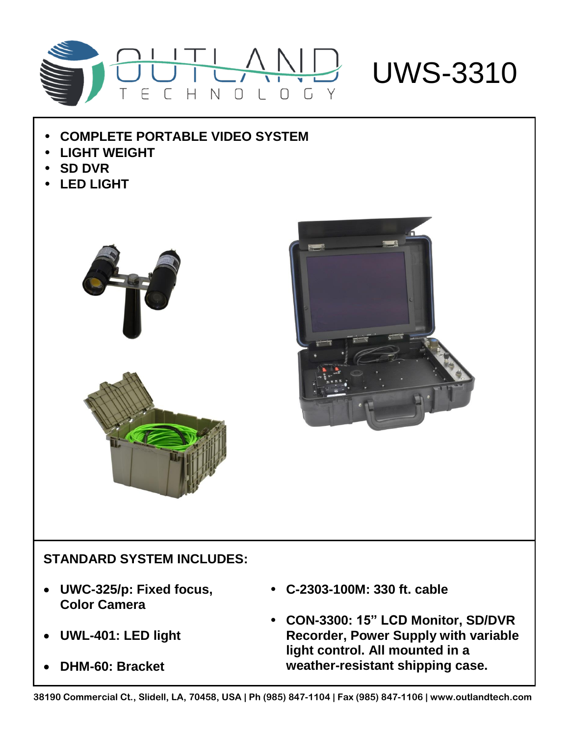# OUTLAND TECHNOLOGY

# UWS-3310

- **COMPLETE PORTABLE VIDEO SYSTEM**
- **LIGHT WEIGHT**
- **SD DVR**
- **LED LIGHT**

## STANDARD SYSTEM INCLUDES:

- **UWC-325/p: Fixed focus, Color Camera**
- **UWL-401: LED light**
- **DHM-60: Bracket**
- **C-2303-100M: 330 ft. cable**
- **CON-3300: 15" LCD Monitor, SD/DVR Recorder, Power Supply with variable light control. All mounted in a weather-resistant shipping case.**

**38190 Commercial Ct., Slidell, LA, 70458, USA | Ph (985) 847-1104 | Fax (985) 847-1106 | www.outlandtech.com**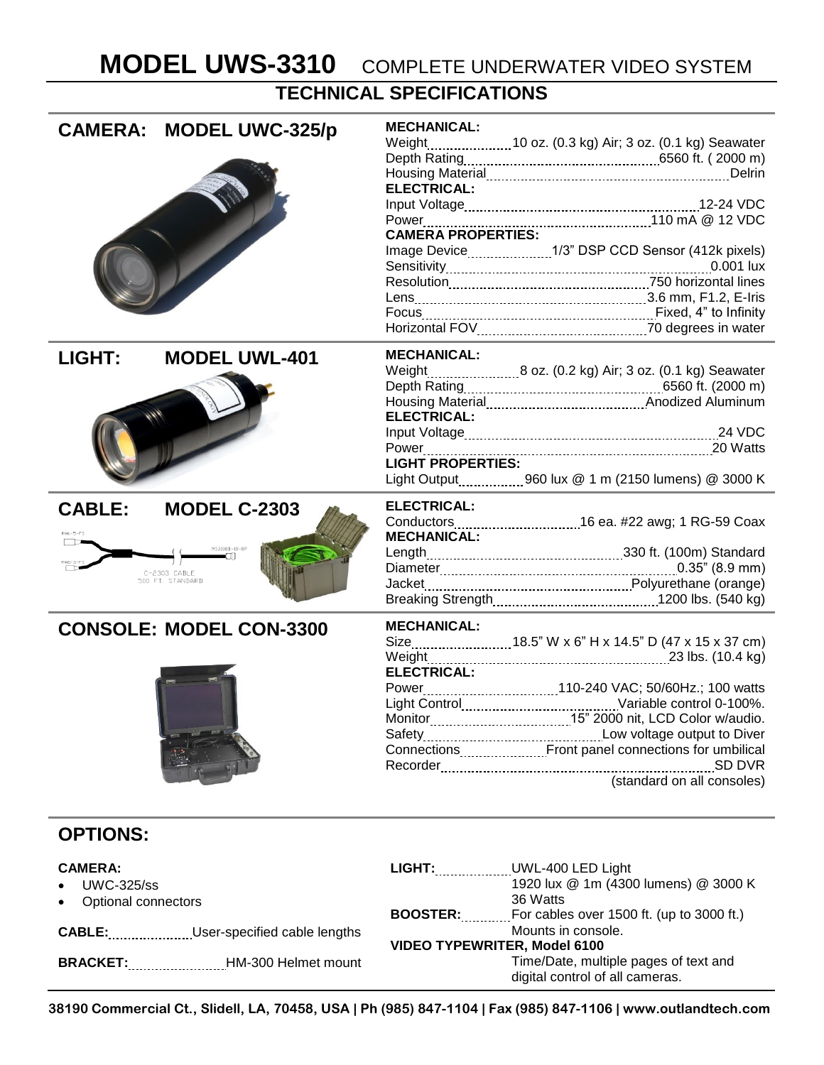# MODEL UWS-3310 COMPLETE UNDERWATER VIDEO SYSTEM

## TECHNICAL SPECIFICATIONS

## CAMERA: MODEL UWC-325/p

**MECHANICAL:**

| | |
|---|---|
| Weight | 10 oz. (0.3 kg) Air; 3 oz. (0.1 kg) Seawater |
| Depth Rating | 6560 ft. ( 2000 m) |
| Housing Material | Delrin |

**ELECTRICAL:**

| | |
|---|---|
| Input Voltage | 12-24 VDC |
| Power | 110 mA @ 12 VDC |

**CAMERA PROPERTIES:**

| | |
|---|---|
| Image Device | 1/3" DSP CCD Sensor (412k pixels) |
| Sensitivity | 0.001 lux |
| Resolution | 750 horizontal lines |
| Lens | 3.6 mm, F1.2, E-Iris |
| Focus | Fixed, 4" to Infinity |
| Horizontal FOV | 70 degrees in water |

## LIGHT: MODEL UWL-401

**MECHANICAL:**

| | |
|---|---|
| Weight | 8 oz. (0.2 kg) Air; 3 oz. (0.1 kg) Seawater |
| Depth Rating | 6560 ft. (2000 m) |
| Housing Material | Anodized Aluminum |

**ELECTRICAL:**

| | |
|---|---|
| Input Voltage | 24 VDC |
| Power | 20 Watts |

**LIGHT PROPERTIES:**

| | |
|---|---|
| Light Output | 960 lux @ 1 m (2150 lumens) @ 3000 K |

## CABLE: MODEL C-2303

**ELECTRICAL:**

| | |
|---|---|
| Conductors | 16 ea. #22 awg; 1 RG-59 Coax |

**MECHANICAL:**

| | |
|---|---|
| Length | 330 ft. (100m) Standard |
| Diameter | 0.35" (8.9 mm) |
| Jacket | Polyurethane (orange) |
| Breaking Strength | 1200 lbs. (540 kg) |

## CONSOLE: MODEL CON-3300

**MECHANICAL:**

| | |
|---|---|
| Size | 18.5" W x 6" H x 14.5" D (47 x 15 x 37 cm) |
| Weight | 23 lbs. (10.4 kg) |

**ELECTRICAL:**

| | |
|---|---|
| Power | 110-240 VAC; 50/60Hz.; 100 watts |
| Light Control | Variable control 0-100%. |
| Monitor | 15" 2000 nit, LCD Color w/audio. |
| Safety | Low voltage output to Diver |
| Connections | Front panel connections for umbilical |
| Recorder | SD DVR (standard on all consoles) |

## OPTIONS:

**CAMERA:**

- UWC-325/ss
- Optional connectors

**CABLE:** User-specified cable lengths

**BRACKET:** HM-300 Helmet mount

**LIGHT:** UWL-400 LED Light
1920 lux @ 1m (4300 lumens) @ 3000 K
36 Watts

**BOOSTER:** For cables over 1500 ft. (up to 3000 ft.)
Mounts in console.

**VIDEO TYPEWRITER, Model 6100**
Time/Date, multiple pages of text and digital control of all cameras.

38190 Commercial Ct., Slidell, LA, 70458, USA | Ph (985) 847-1104 | Fax (985) 847-1106 | www.outlandtech.com